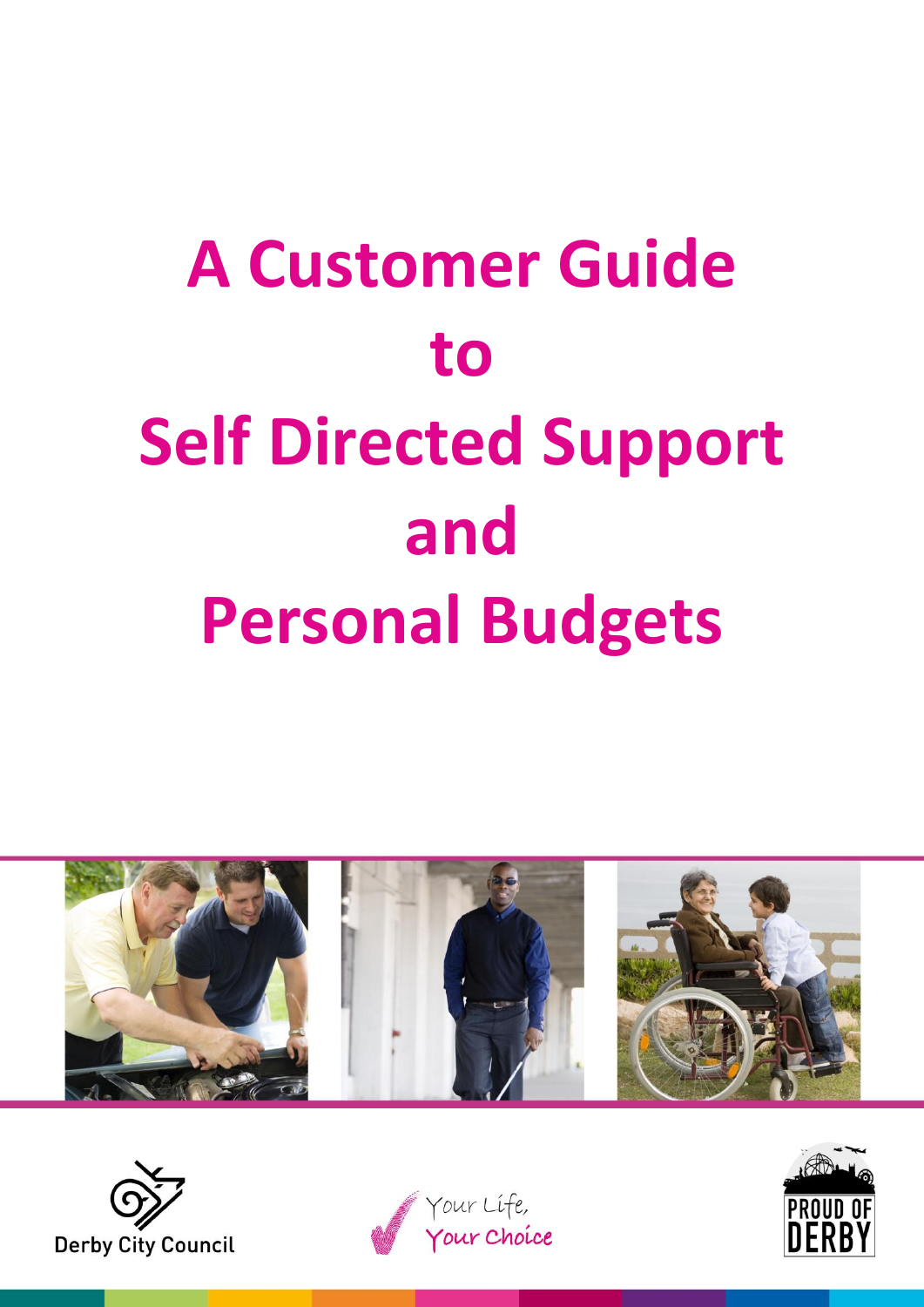# A Customer Guide to Self Directed Support and Personal Budgets

Derby City Council

Your Life, Your Choice

PROUD OF DERBY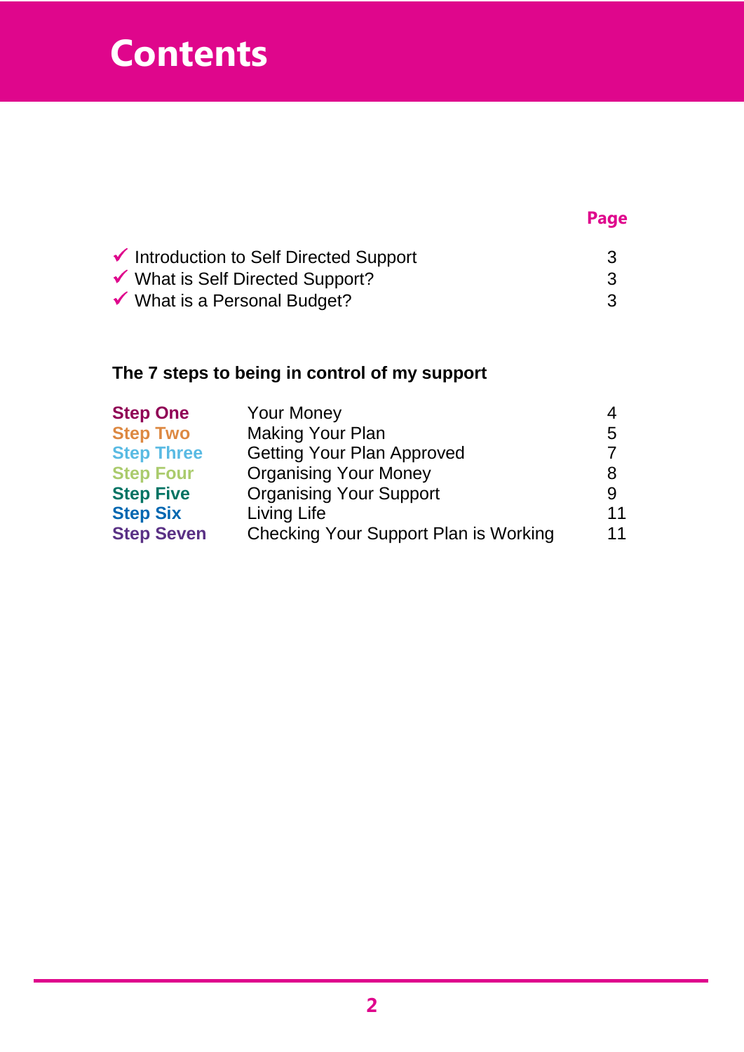# Contents

| | Page |
|---|---|
| ✓ Introduction to Self Directed Support | 3 |
| ✓ What is Self Directed Support? | 3 |
| ✓ What is a Personal Budget? | 3 |

**The 7 steps to being in control of my support**

| | | |
|---|---|---|
| **Step One** | Your Money | 4 |
| **Step Two** | Making Your Plan | 5 |
| **Step Three** | Getting Your Plan Approved | 7 |
| **Step Four** | Organising Your Money | 8 |
| **Step Five** | Organising Your Support | 9 |
| **Step Six** | Living Life | 11 |
| **Step Seven** | Checking Your Support Plan is Working | 11 |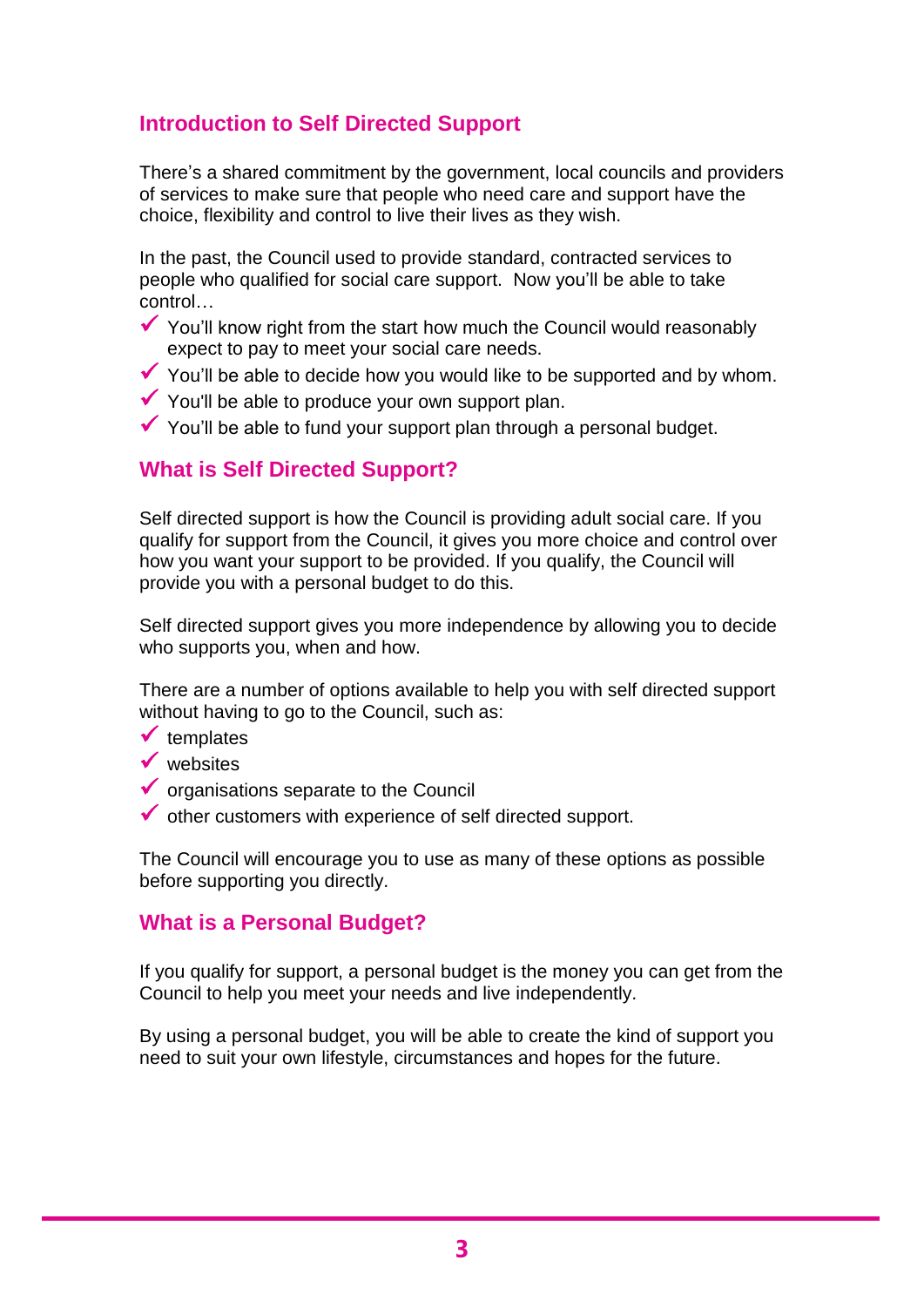## Introduction to Self Directed Support

There's a shared commitment by the government, local councils and providers of services to make sure that people who need care and support have the choice, flexibility and control to live their lives as they wish.

In the past, the Council used to provide standard, contracted services to people who qualified for social care support. Now you'll be able to take control…

- ✓ You'll know right from the start how much the Council would reasonably expect to pay to meet your social care needs.
- ✓ You'll be able to decide how you would like to be supported and by whom.
- ✓ You'll be able to produce your own support plan.
- ✓ You'll be able to fund your support plan through a personal budget.

## What is Self Directed Support?

Self directed support is how the Council is providing adult social care. If you qualify for support from the Council, it gives you more choice and control over how you want your support to be provided. If you qualify, the Council will provide you with a personal budget to do this.

Self directed support gives you more independence by allowing you to decide who supports you, when and how.

There are a number of options available to help you with self directed support without having to go to the Council, such as:

- ✓ templates
- ✓ websites
- ✓ organisations separate to the Council
- ✓ other customers with experience of self directed support.

The Council will encourage you to use as many of these options as possible before supporting you directly.

## What is a Personal Budget?

If you qualify for support, a personal budget is the money you can get from the Council to help you meet your needs and live independently.

By using a personal budget, you will be able to create the kind of support you need to suit your own lifestyle, circumstances and hopes for the future.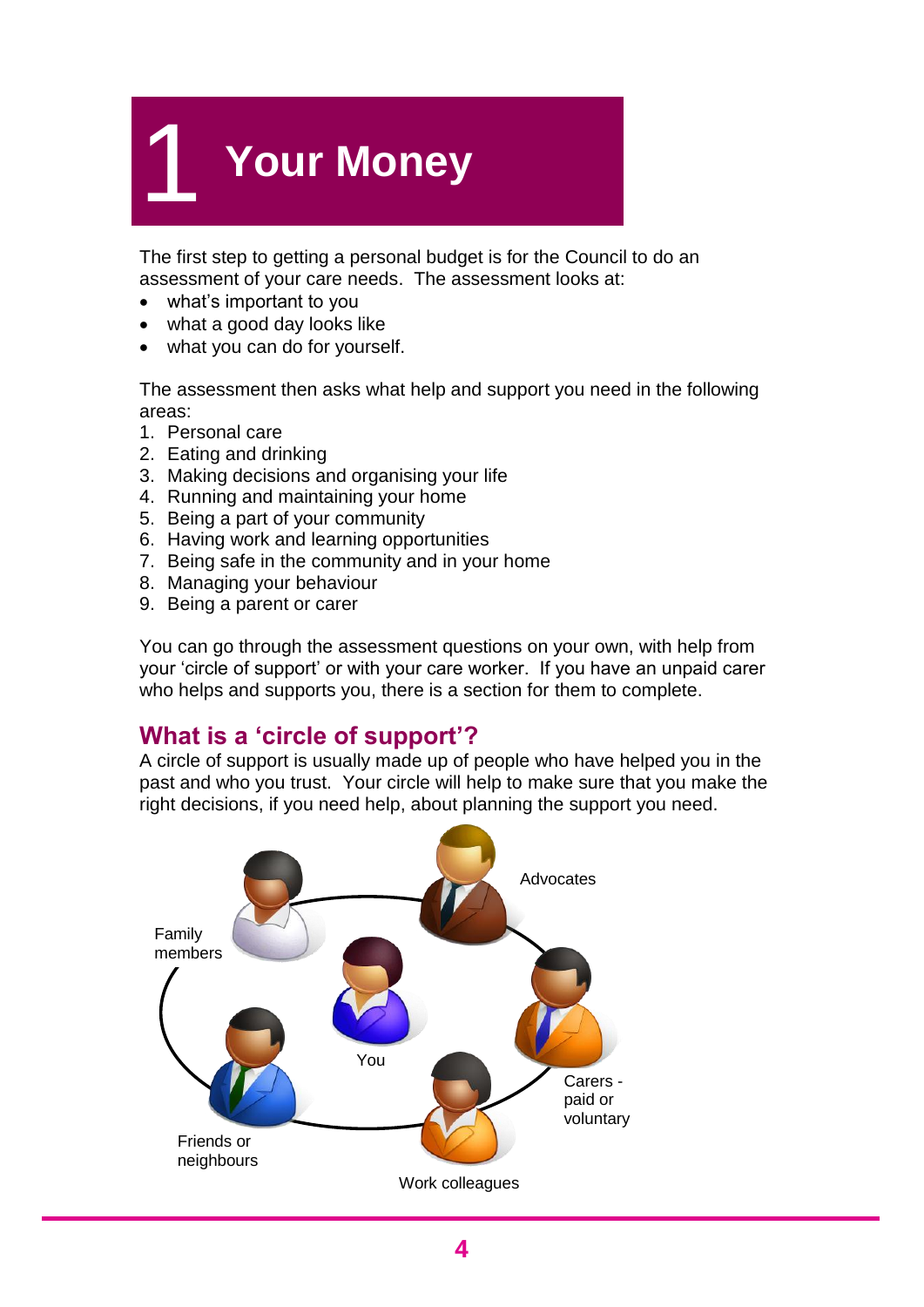# 1 Your Money

The first step to getting a personal budget is for the Council to do an assessment of your care needs. The assessment looks at:

- what's important to you
- what a good day looks like
- what you can do for yourself.

The assessment then asks what help and support you need in the following areas:

1. Personal care
2. Eating and drinking
3. Making decisions and organising your life
4. Running and maintaining your home
5. Being a part of your community
6. Having work and learning opportunities
7. Being safe in the community and in your home
8. Managing your behaviour
9. Being a parent or carer

You can go through the assessment questions on your own, with help from your 'circle of support' or with your care worker. If you have an unpaid carer who helps and supports you, there is a section for them to complete.

## What is a 'circle of support'?

A circle of support is usually made up of people who have helped you in the past and who you trust. Your circle will help to make sure that you make the right decisions, if you need help, about planning the support you need.

You

Family members

Advocates

Carers - paid or voluntary

Work colleagues

Friends or neighbours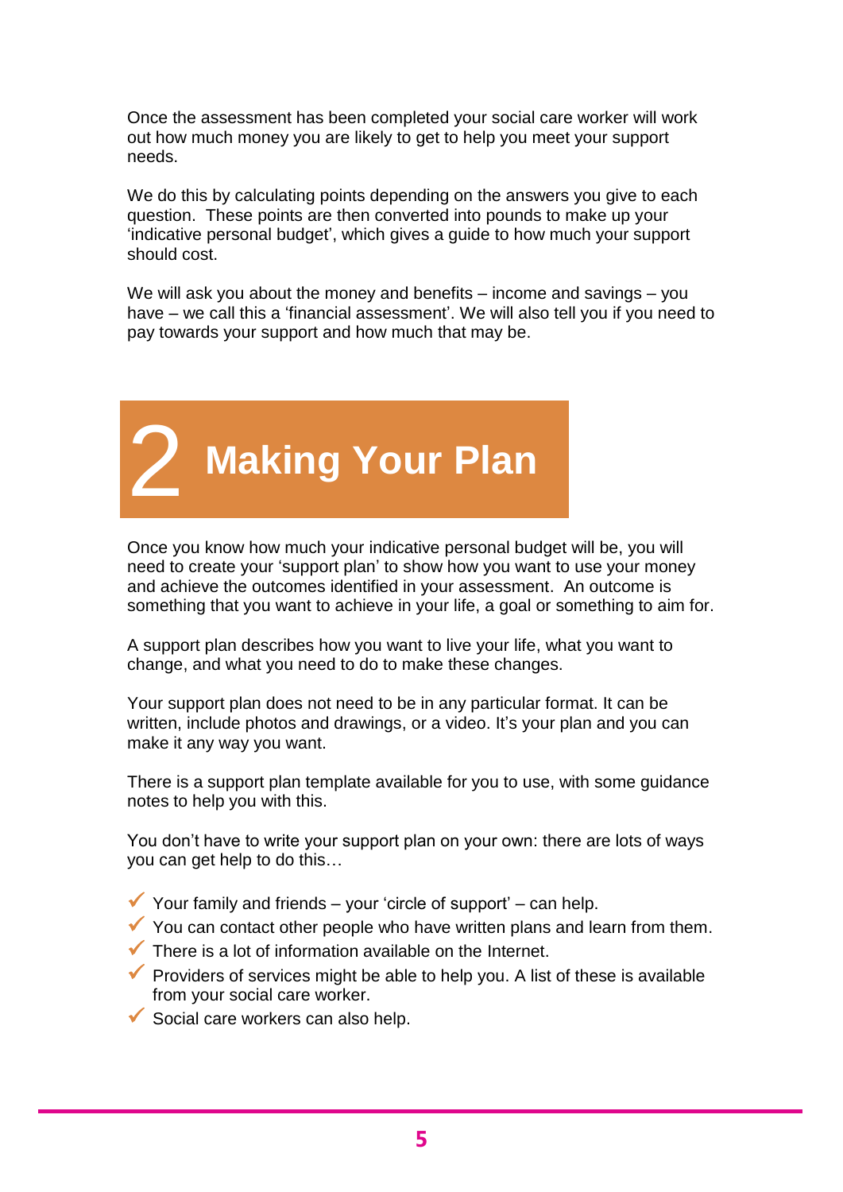Once the assessment has been completed your social care worker will work out how much money you are likely to get to help you meet your support needs.

We do this by calculating points depending on the answers you give to each question. These points are then converted into pounds to make up your 'indicative personal budget', which gives a guide to how much your support should cost.

We will ask you about the money and benefits – income and savings – you have – we call this a 'financial assessment'. We will also tell you if you need to pay towards your support and how much that may be.

# 2 Making Your Plan

Once you know how much your indicative personal budget will be, you will need to create your 'support plan' to show how you want to use your money and achieve the outcomes identified in your assessment. An outcome is something that you want to achieve in your life, a goal or something to aim for.

A support plan describes how you want to live your life, what you want to change, and what you need to do to make these changes.

Your support plan does not need to be in any particular format. It can be written, include photos and drawings, or a video. It's your plan and you can make it any way you want.

There is a support plan template available for you to use, with some guidance notes to help you with this.

You don't have to write your support plan on your own: there are lots of ways you can get help to do this…

- ✓ Your family and friends – your 'circle of support' – can help.
- ✓ You can contact other people who have written plans and learn from them.
- ✓ There is a lot of information available on the Internet.
- ✓ Providers of services might be able to help you. A list of these is available from your social care worker.
- ✓ Social care workers can also help.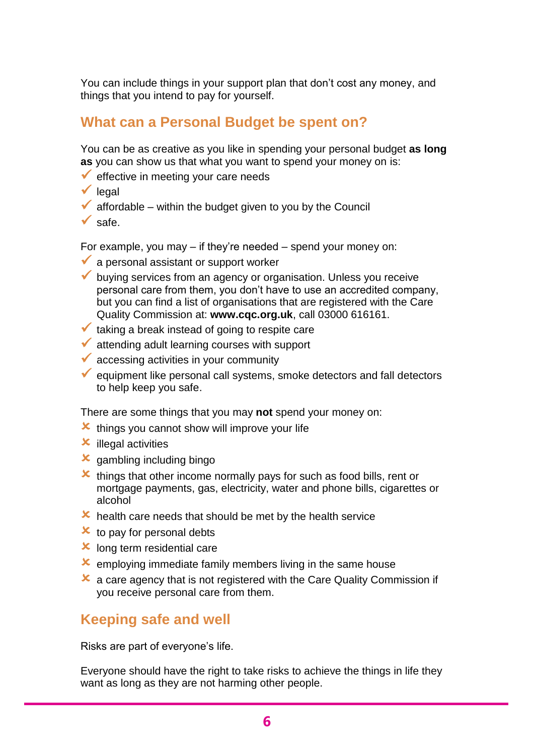You can include things in your support plan that don't cost any money, and things that you intend to pay for yourself.

## What can a Personal Budget be spent on?

You can be as creative as you like in spending your personal budget **as long as** you can show us that what you want to spend your money on is:

- ✓ effective in meeting your care needs
- ✓ legal
- ✓ affordable – within the budget given to you by the Council
- ✓ safe.

For example, you may – if they're needed – spend your money on:

- ✓ a personal assistant or support worker
- ✓ buying services from an agency or organisation. Unless you receive personal care from them, you don't have to use an accredited company, but you can find a list of organisations that are registered with the Care Quality Commission at: **www.cqc.org.uk**, call 03000 616161.
- ✓ taking a break instead of going to respite care
- ✓ attending adult learning courses with support
- ✓ accessing activities in your community
- ✓ equipment like personal call systems, smoke detectors and fall detectors to help keep you safe.

There are some things that you may **not** spend your money on:

- ✗ things you cannot show will improve your life
- ✗ illegal activities
- ✗ gambling including bingo
- ✗ things that other income normally pays for such as food bills, rent or mortgage payments, gas, electricity, water and phone bills, cigarettes or alcohol
- ✗ health care needs that should be met by the health service
- ✗ to pay for personal debts
- ✗ long term residential care
- ✗ employing immediate family members living in the same house
- ✗ a care agency that is not registered with the Care Quality Commission if you receive personal care from them.

## Keeping safe and well

Risks are part of everyone's life.

Everyone should have the right to take risks to achieve the things in life they want as long as they are not harming other people.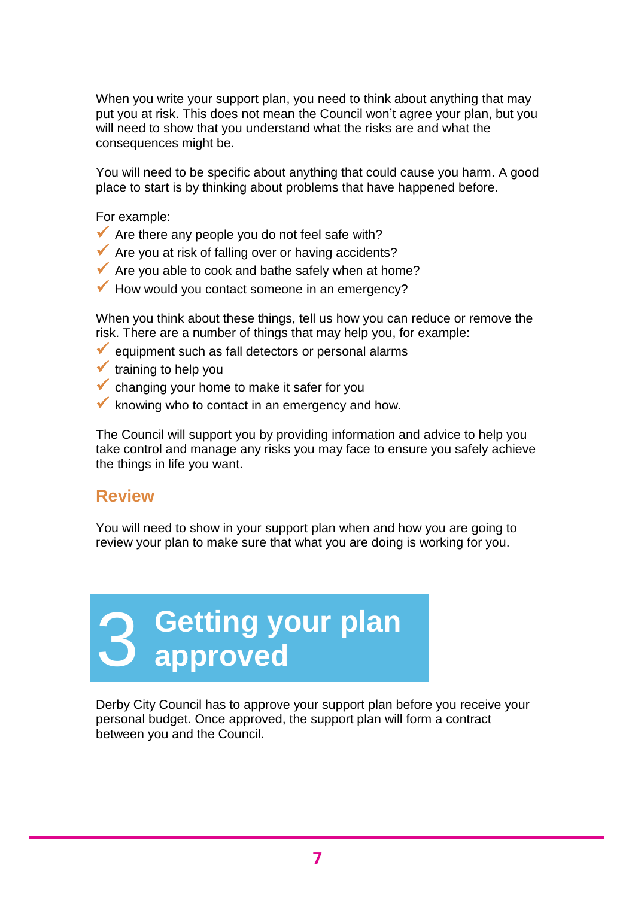When you write your support plan, you need to think about anything that may put you at risk. This does not mean the Council won't agree your plan, but you will need to show that you understand what the risks are and what the consequences might be.

You will need to be specific about anything that could cause you harm. A good place to start is by thinking about problems that have happened before.

For example:

- ✓ Are there any people you do not feel safe with?
- ✓ Are you at risk of falling over or having accidents?
- ✓ Are you able to cook and bathe safely when at home?
- ✓ How would you contact someone in an emergency?

When you think about these things, tell us how you can reduce or remove the risk. There are a number of things that may help you, for example:

- ✓ equipment such as fall detectors or personal alarms
- ✓ training to help you
- ✓ changing your home to make it safer for you
- ✓ knowing who to contact in an emergency and how.

The Council will support you by providing information and advice to help you take control and manage any risks you may face to ensure you safely achieve the things in life you want.

## Review

You will need to show in your support plan when and how you are going to review your plan to make sure that what you are doing is working for you.

# 3 Getting your plan approved

Derby City Council has to approve your support plan before you receive your personal budget. Once approved, the support plan will form a contract between you and the Council.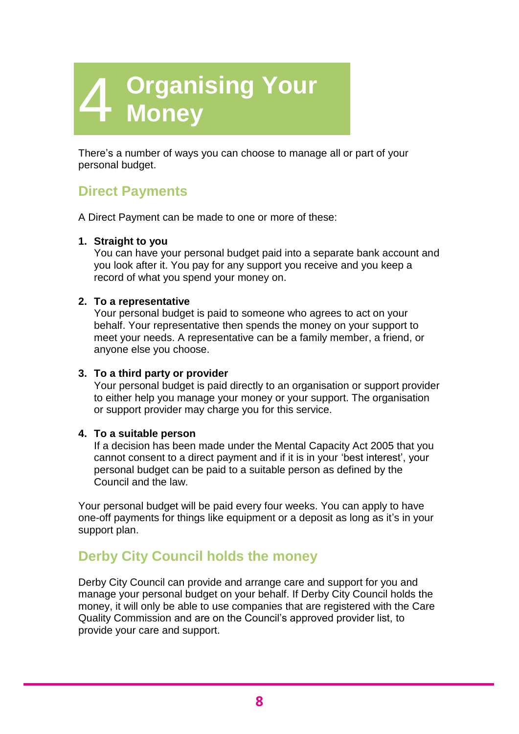# 4 Organising Your Money

There's a number of ways you can choose to manage all or part of your personal budget.

## Direct Payments

A Direct Payment can be made to one or more of these:

1. **Straight to you**
   You can have your personal budget paid into a separate bank account and you look after it. You pay for any support you receive and you keep a record of what you spend your money on.

2. **To a representative**
   Your personal budget is paid to someone who agrees to act on your behalf. Your representative then spends the money on your support to meet your needs. A representative can be a family member, a friend, or anyone else you choose.

3. **To a third party or provider**
   Your personal budget is paid directly to an organisation or support provider to either help you manage your money or your support. The organisation or support provider may charge you for this service.

4. **To a suitable person**
   If a decision has been made under the Mental Capacity Act 2005 that you cannot consent to a direct payment and if it is in your 'best interest', your personal budget can be paid to a suitable person as defined by the Council and the law.

Your personal budget will be paid every four weeks. You can apply to have one-off payments for things like equipment or a deposit as long as it's in your support plan.

## Derby City Council holds the money

Derby City Council can provide and arrange care and support for you and manage your personal budget on your behalf. If Derby City Council holds the money, it will only be able to use companies that are registered with the Care Quality Commission and are on the Council's approved provider list, to provide your care and support.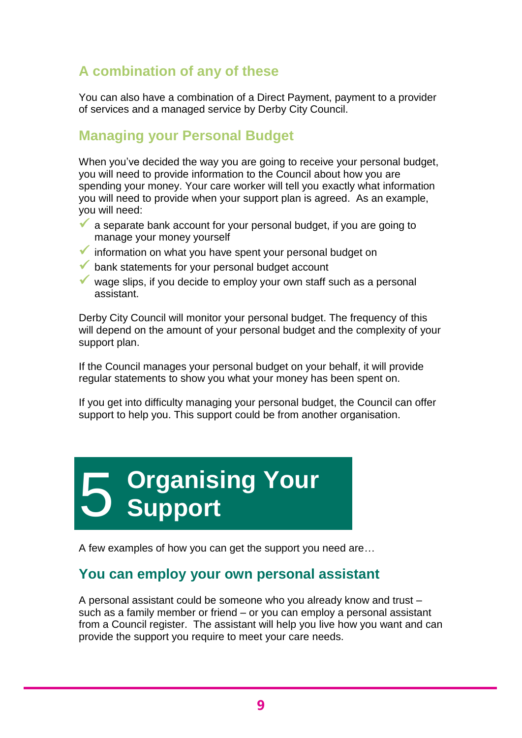## A combination of any of these

You can also have a combination of a Direct Payment, payment to a provider of services and a managed service by Derby City Council.

## Managing your Personal Budget

When you've decided the way you are going to receive your personal budget, you will need to provide information to the Council about how you are spending your money. Your care worker will tell you exactly what information you will need to provide when your support plan is agreed. As an example, you will need:

- ✓ a separate bank account for your personal budget, if you are going to manage your money yourself
- ✓ information on what you have spent your personal budget on
- ✓ bank statements for your personal budget account
- ✓ wage slips, if you decide to employ your own staff such as a personal assistant.

Derby City Council will monitor your personal budget. The frequency of this will depend on the amount of your personal budget and the complexity of your support plan.

If the Council manages your personal budget on your behalf, it will provide regular statements to show you what your money has been spent on.

If you get into difficulty managing your personal budget, the Council can offer support to help you. This support could be from another organisation.

# 5 Organising Your Support

A few examples of how you can get the support you need are…

## You can employ your own personal assistant

A personal assistant could be someone who you already know and trust – such as a family member or friend – or you can employ a personal assistant from a Council register. The assistant will help you live how you want and can provide the support you require to meet your care needs.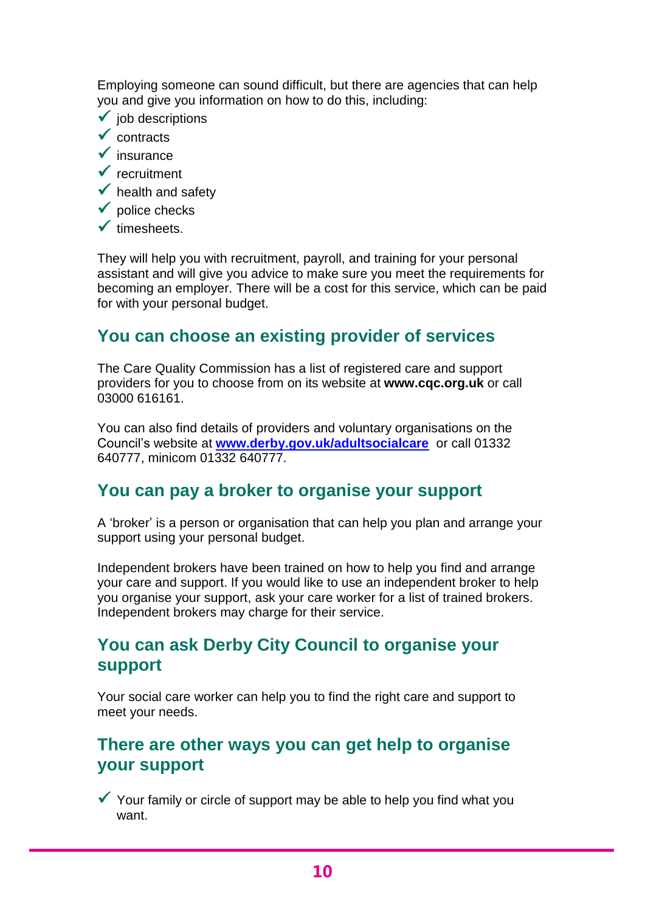Employing someone can sound difficult, but there are agencies that can help you and give you information on how to do this, including:

- ✓ job descriptions
- ✓ contracts
- ✓ insurance
- ✓ recruitment
- ✓ health and safety
- ✓ police checks
- ✓ timesheets.

They will help you with recruitment, payroll, and training for your personal assistant and will give you advice to make sure you meet the requirements for becoming an employer. There will be a cost for this service, which can be paid for with your personal budget.

## You can choose an existing provider of services

The Care Quality Commission has a list of registered care and support providers for you to choose from on its website at **www.cqc.org.uk** or call 03000 616161.

You can also find details of providers and voluntary organisations on the Council's website at **www.derby.gov.uk/adultsocialcare** or call 01332 640777, minicom 01332 640777.

## You can pay a broker to organise your support

A 'broker' is a person or organisation that can help you plan and arrange your support using your personal budget.

Independent brokers have been trained on how to help you find and arrange your care and support. If you would like to use an independent broker to help you organise your support, ask your care worker for a list of trained brokers. Independent brokers may charge for their service.

## You can ask Derby City Council to organise your support

Your social care worker can help you to find the right care and support to meet your needs.

## There are other ways you can get help to organise your support

- ✓ Your family or circle of support may be able to help you find what you want.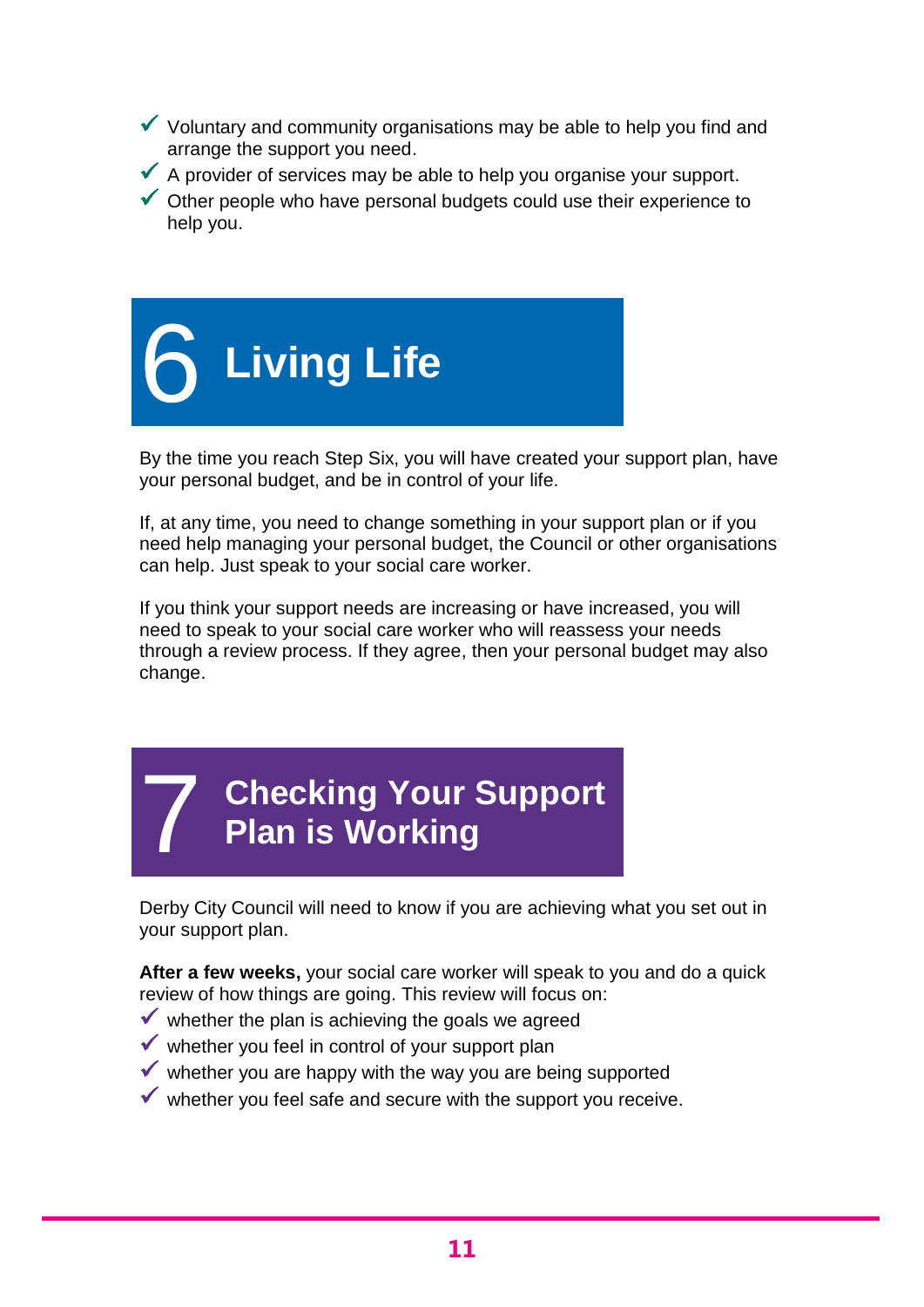- ✓ Voluntary and community organisations may be able to help you find and arrange the support you need.
- ✓ A provider of services may be able to help you organise your support.
- ✓ Other people who have personal budgets could use their experience to help you.

## 6 Living Life

By the time you reach Step Six, you will have created your support plan, have your personal budget, and be in control of your life.

If, at any time, you need to change something in your support plan or if you need help managing your personal budget, the Council or other organisations can help. Just speak to your social care worker.

If you think your support needs are increasing or have increased, you will need to speak to your social care worker who will reassess your needs through a review process. If they agree, then your personal budget may also change.

## 7 Checking Your Support Plan is Working

Derby City Council will need to know if you are achieving what you set out in your support plan.

**After a few weeks,** your social care worker will speak to you and do a quick review of how things are going. This review will focus on:

- ✓ whether the plan is achieving the goals we agreed
- ✓ whether you feel in control of your support plan
- ✓ whether you are happy with the way you are being supported
- ✓ whether you feel safe and secure with the support you receive.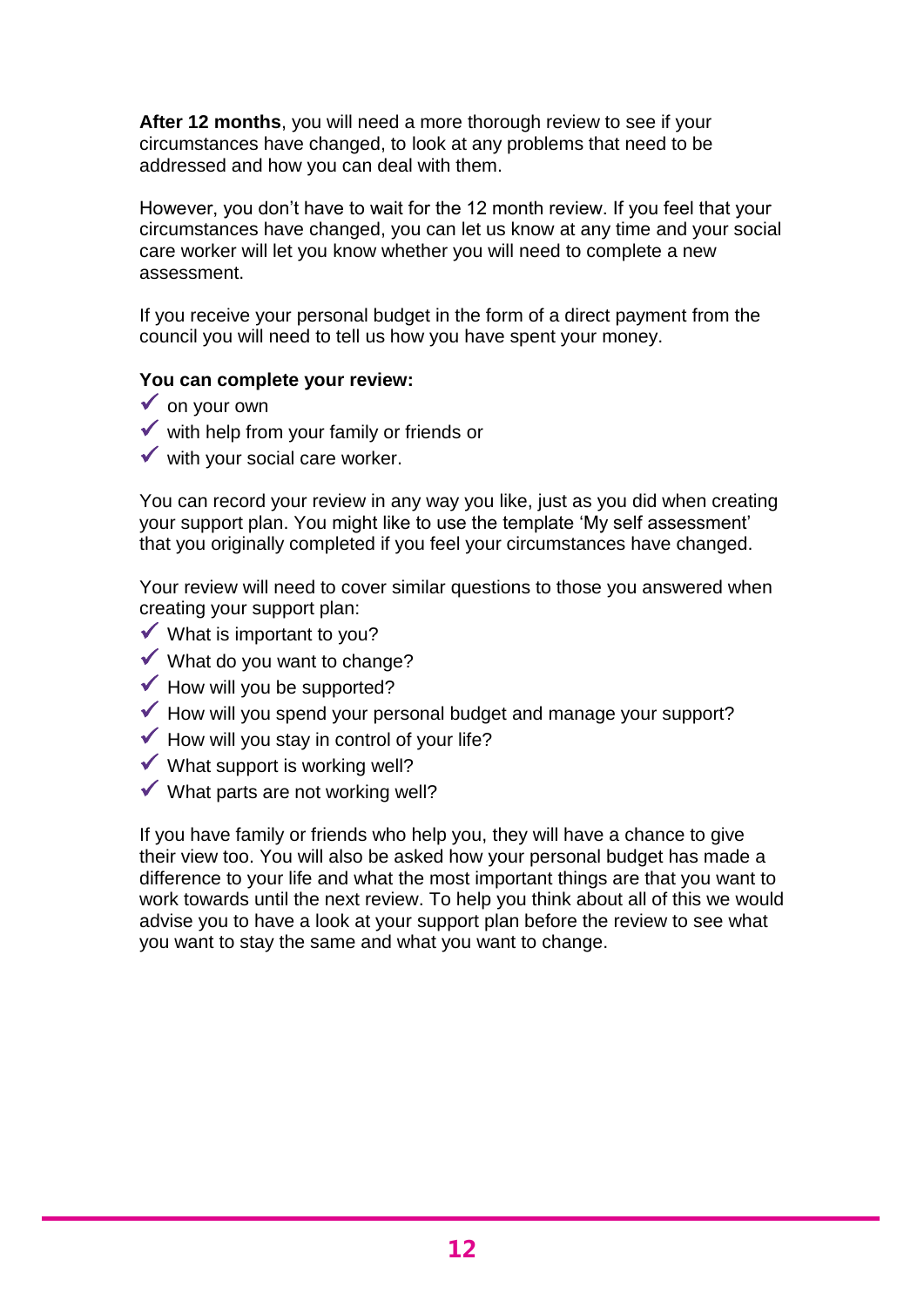**After 12 months**, you will need a more thorough review to see if your circumstances have changed, to look at any problems that need to be addressed and how you can deal with them.

However, you don't have to wait for the 12 month review. If you feel that your circumstances have changed, you can let us know at any time and your social care worker will let you know whether you will need to complete a new assessment.

If you receive your personal budget in the form of a direct payment from the council you will need to tell us how you have spent your money.

**You can complete your review:**

- ✓ on your own
- ✓ with help from your family or friends or
- ✓ with your social care worker.

You can record your review in any way you like, just as you did when creating your support plan. You might like to use the template 'My self assessment' that you originally completed if you feel your circumstances have changed.

Your review will need to cover similar questions to those you answered when creating your support plan:

- ✓ What is important to you?
- ✓ What do you want to change?
- ✓ How will you be supported?
- ✓ How will you spend your personal budget and manage your support?
- ✓ How will you stay in control of your life?
- ✓ What support is working well?
- ✓ What parts are not working well?

If you have family or friends who help you, they will have a chance to give their view too. You will also be asked how your personal budget has made a difference to your life and what the most important things are that you want to work towards until the next review. To help you think about all of this we would advise you to have a look at your support plan before the review to see what you want to stay the same and what you want to change.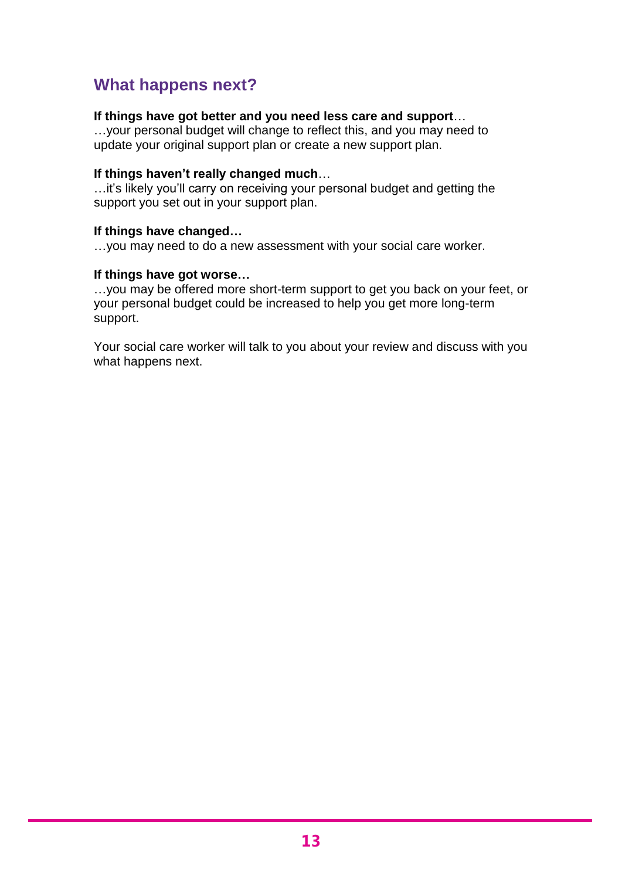## What happens next?

**If things have got better and you need less care and support**…
…your personal budget will change to reflect this, and you may need to update your original support plan or create a new support plan.

**If things haven't really changed much**…
…it's likely you'll carry on receiving your personal budget and getting the support you set out in your support plan.

**If things have changed…**
…you may need to do a new assessment with your social care worker.

**If things have got worse…**
…you may be offered more short-term support to get you back on your feet, or your personal budget could be increased to help you get more long-term support.

Your social care worker will talk to you about your review and discuss with you what happens next.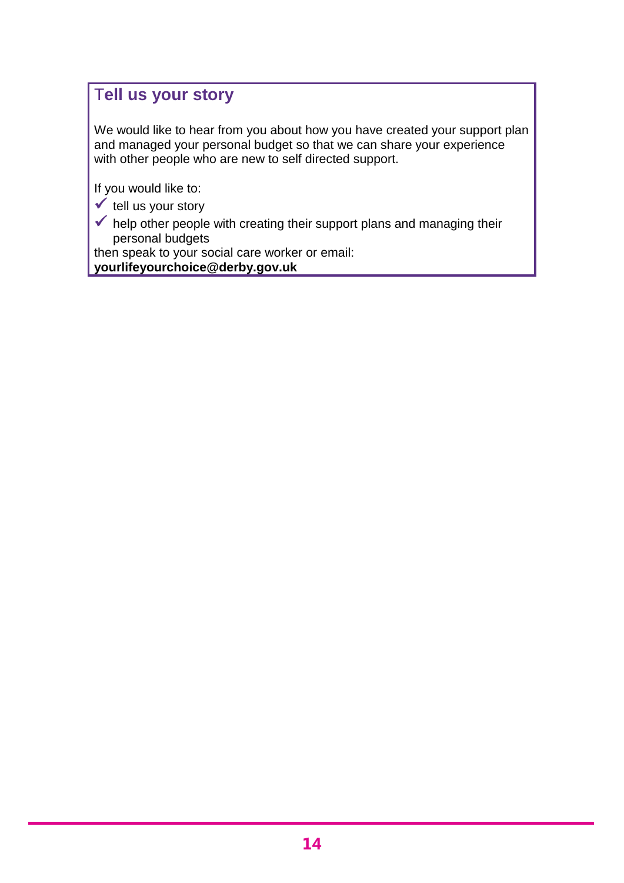## Tell us your story

We would like to hear from you about how you have created your support plan and managed your personal budget so that we can share your experience with other people who are new to self directed support.

If you would like to:

- ✓ tell us your story
- ✓ help other people with creating their support plans and managing their personal budgets

then speak to your social care worker or email:
**yourlifeyourchoice@derby.gov.uk**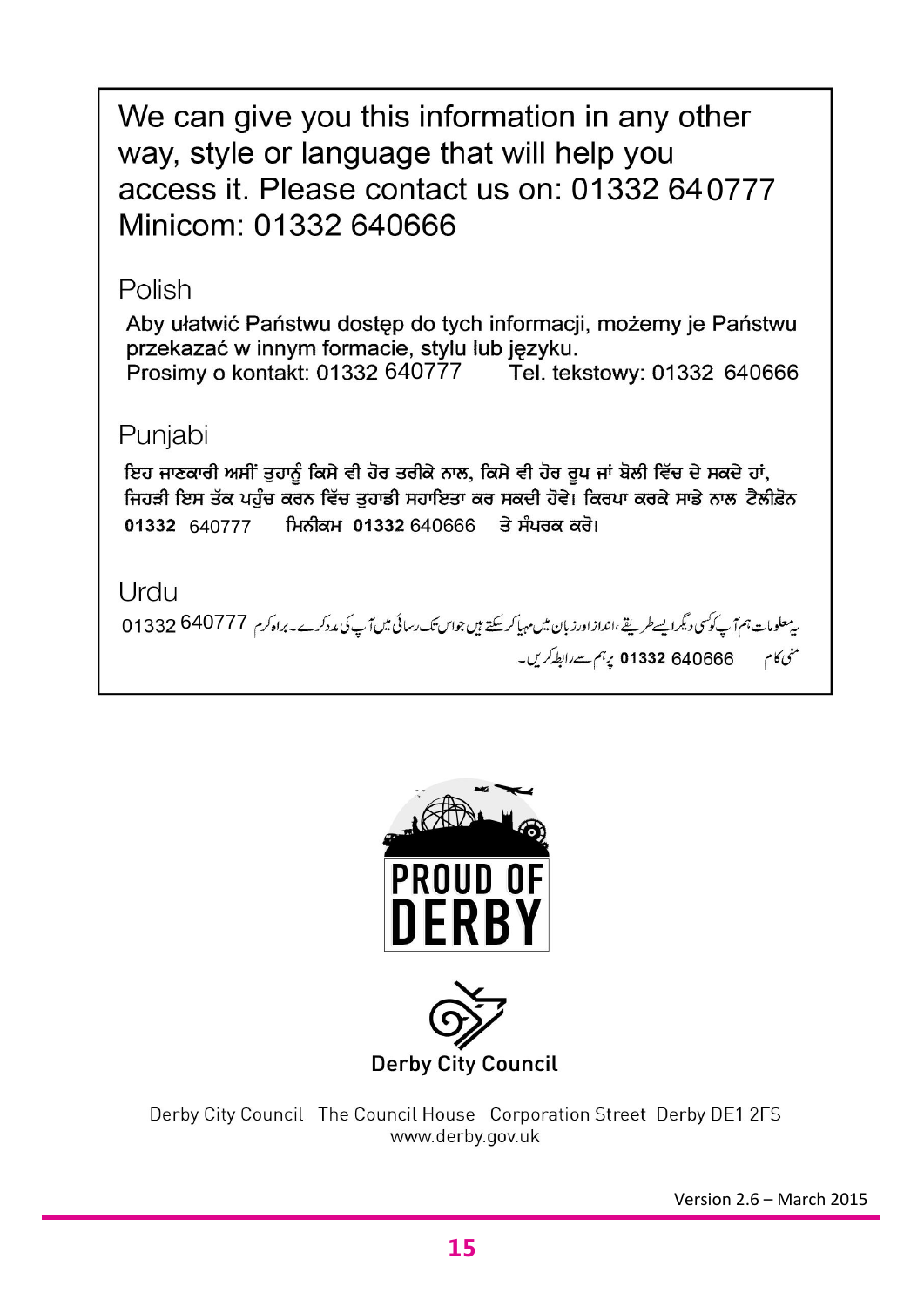We can give you this information in any other way, style or language that will help you access it. Please contact us on: 01332 640777 Minicom: 01332 640666

Polish

Aby ułatwić Państwu dostęp do tych informacji, możemy je Państwu przekazać w innym formacie, stylu lub języku.
Prosimy o kontakt: 01332 640777 Tel. tekstowy: 01332 640666

Punjabi

ਇਹ ਜਾਣਕਾਰੀ ਅਸੀਂ ਤੁਹਾਨੂੰ ਕਿਸੇ ਵੀ ਹੋਰ ਤਰੀਕੇ ਨਾਲ, ਕਿਸੇ ਵੀ ਹੋਰ ਰੂਪ ਜਾਂ ਬੋਲੀ ਵਿੱਚ ਦੇ ਸਕਦੇ ਹਾਂ, ਜਿਹੜੀ ਇਸ ਤੱਕ ਪਹੁੰਚ ਕਰਨ ਵਿੱਚ ਤੁਹਾਡੀ ਸਹਾਇਤਾ ਕਰ ਸਕਦੀ ਹੋਵੇ। ਕਿਰਪਾ ਕਰਕੇ ਸਾਡੇ ਨਾਲ ਟੈਲੀਫ਼ੋਨ **01332** 640777 ਮਿਨੀਕਮ **01332** 640666 ਤੇ ਸੰਪਰਕ ਕਰੋ।

Urdu

یہ معلومات ہم آپ کو کسی دیگر ایسے طریقے، انداز اور زبان میں مہیا کر سکتے ہیں جو اس تک رسائی میں آپ کی مدد کرے۔ براہ کرم 01332 640777 منی کام **01332** 640666 پر ہم سے رابطہ کریں۔

PROUD OF DERBY

Derby City Council

Derby City Council The Council House Corporation Street Derby DE1 2FS
www.derby.gov.uk

Version 2.6 – March 2015